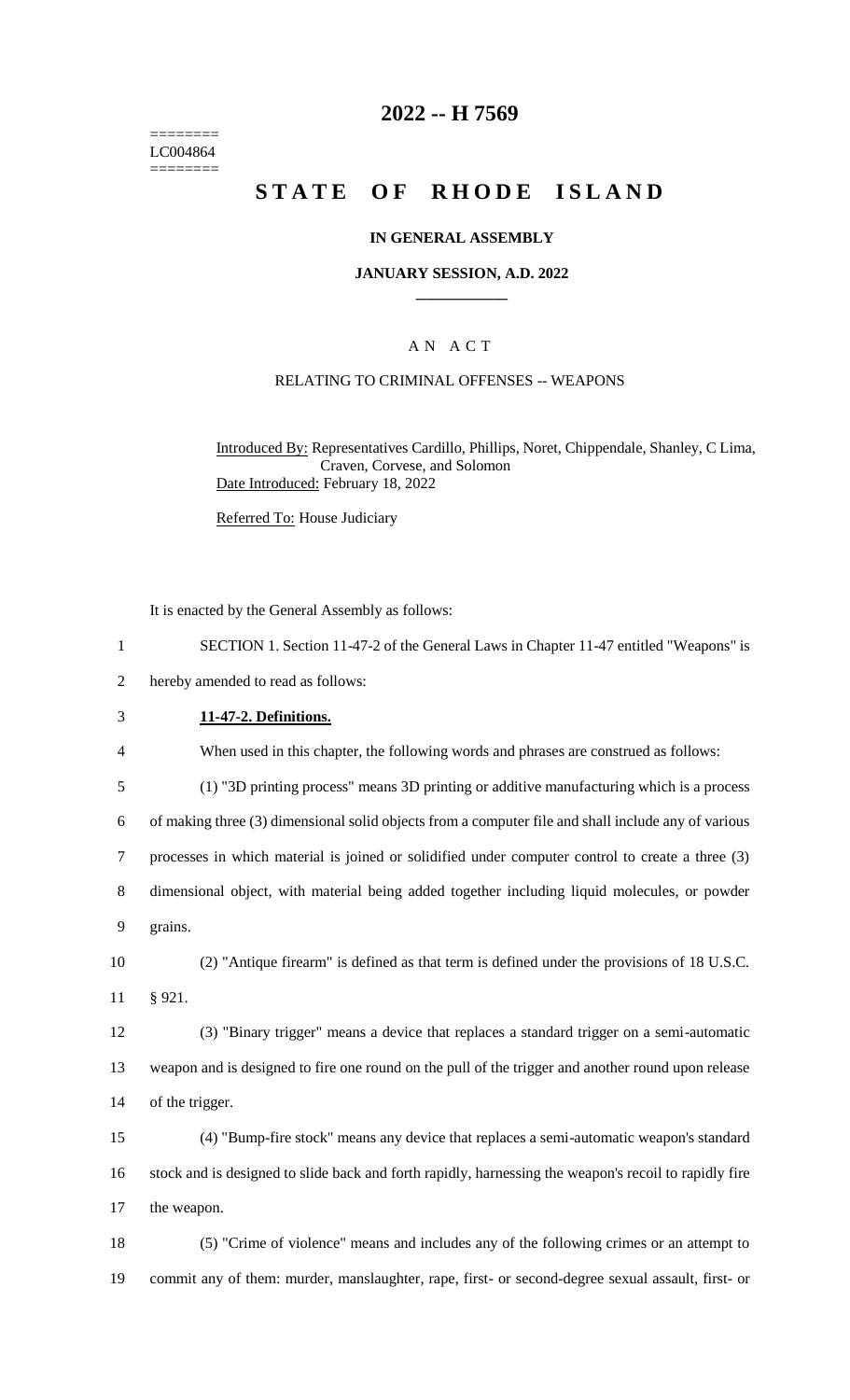========
LC004864
========

# 2022 -- H 7569

# STATE OF RHODE ISLAND

**IN GENERAL ASSEMBLY**

**JANUARY SESSION, A.D. 2022**

AN ACT

RELATING TO CRIMINAL OFFENSES -- WEAPONS

Introduced By: Representatives Cardillo, Phillips, Noret, Chippendale, Shanley, C Lima, Craven, Corvese, and Solomon

Date Introduced: February 18, 2022

Referred To: House Judiciary

It is enacted by the General Assembly as follows:

1 SECTION 1. Section 11-47-2 of the General Laws in Chapter 11-47 entitled "Weapons" is
2 hereby amended to read as follows:

3 **11-47-2. Definitions.**

4 When used in this chapter, the following words and phrases are construed as follows:

5 (1) "3D printing process" means 3D printing or additive manufacturing which is a process
6 of making three (3) dimensional solid objects from a computer file and shall include any of various
7 processes in which material is joined or solidified under computer control to create a three (3)
8 dimensional object, with material being added together including liquid molecules, or powder
9 grains.

10 (2) "Antique firearm" is defined as that term is defined under the provisions of 18 U.S.C.
11 § 921.

12 (3) "Binary trigger" means a device that replaces a standard trigger on a semi-automatic
13 weapon and is designed to fire one round on the pull of the trigger and another round upon release
14 of the trigger.

15 (4) "Bump-fire stock" means any device that replaces a semi-automatic weapon's standard
16 stock and is designed to slide back and forth rapidly, harnessing the weapon's recoil to rapidly fire
17 the weapon.

18 (5) "Crime of violence" means and includes any of the following crimes or an attempt to
19 commit any of them: murder, manslaughter, rape, first- or second-degree sexual assault, first- or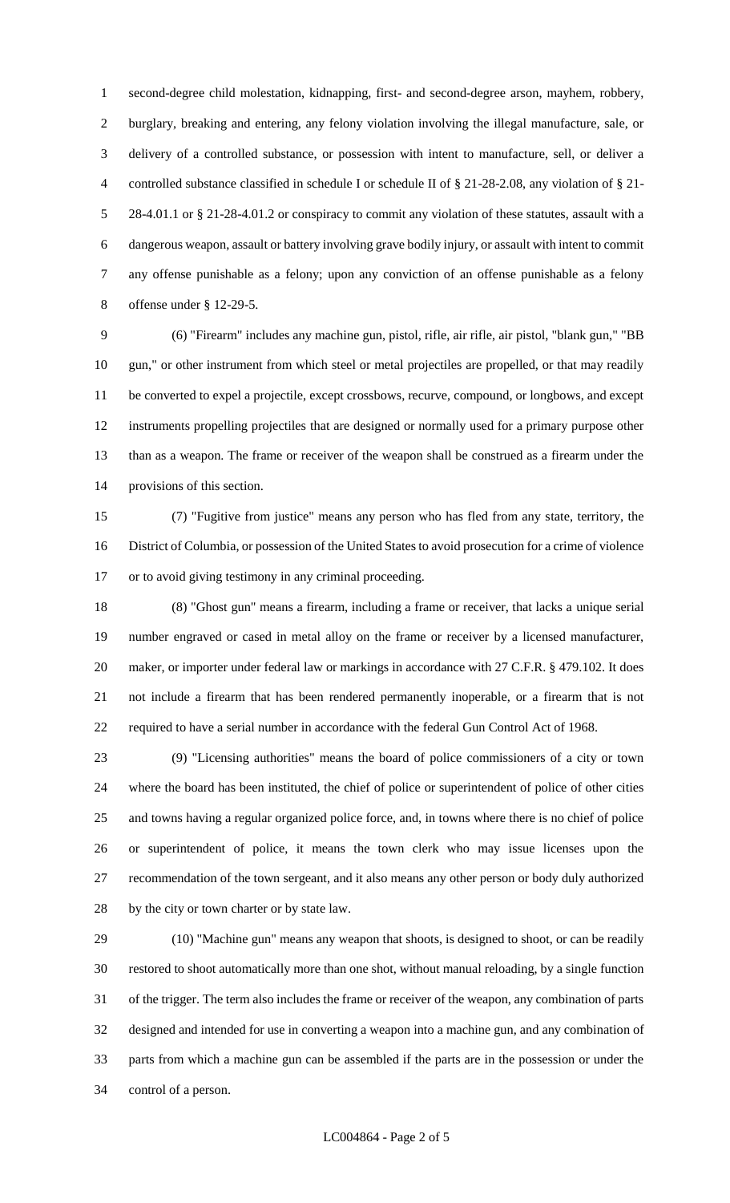second-degree child molestation, kidnapping, first- and second-degree arson, mayhem, robbery, burglary, breaking and entering, any felony violation involving the illegal manufacture, sale, or delivery of a controlled substance, or possession with intent to manufacture, sell, or deliver a controlled substance classified in schedule I or schedule II of § 21-28-2.08, any violation of § 21-28-4.01.1 or § 21-28-4.01.2 or conspiracy to commit any violation of these statutes, assault with a dangerous weapon, assault or battery involving grave bodily injury, or assault with intent to commit any offense punishable as a felony; upon any conviction of an offense punishable as a felony offense under § 12-29-5.

(6) "Firearm" includes any machine gun, pistol, rifle, air rifle, air pistol, "blank gun," "BB gun," or other instrument from which steel or metal projectiles are propelled, or that may readily be converted to expel a projectile, except crossbows, recurve, compound, or longbows, and except instruments propelling projectiles that are designed or normally used for a primary purpose other than as a weapon. The frame or receiver of the weapon shall be construed as a firearm under the provisions of this section.

(7) "Fugitive from justice" means any person who has fled from any state, territory, the District of Columbia, or possession of the United States to avoid prosecution for a crime of violence or to avoid giving testimony in any criminal proceeding.

(8) "Ghost gun" means a firearm, including a frame or receiver, that lacks a unique serial number engraved or cased in metal alloy on the frame or receiver by a licensed manufacturer, maker, or importer under federal law or markings in accordance with 27 C.F.R. § 479.102. It does not include a firearm that has been rendered permanently inoperable, or a firearm that is not required to have a serial number in accordance with the federal Gun Control Act of 1968.

(9) "Licensing authorities" means the board of police commissioners of a city or town where the board has been instituted, the chief of police or superintendent of police of other cities and towns having a regular organized police force, and, in towns where there is no chief of police or superintendent of police, it means the town clerk who may issue licenses upon the recommendation of the town sergeant, and it also means any other person or body duly authorized by the city or town charter or by state law.

(10) "Machine gun" means any weapon that shoots, is designed to shoot, or can be readily restored to shoot automatically more than one shot, without manual reloading, by a single function of the trigger. The term also includes the frame or receiver of the weapon, any combination of parts designed and intended for use in converting a weapon into a machine gun, and any combination of parts from which a machine gun can be assembled if the parts are in the possession or under the control of a person.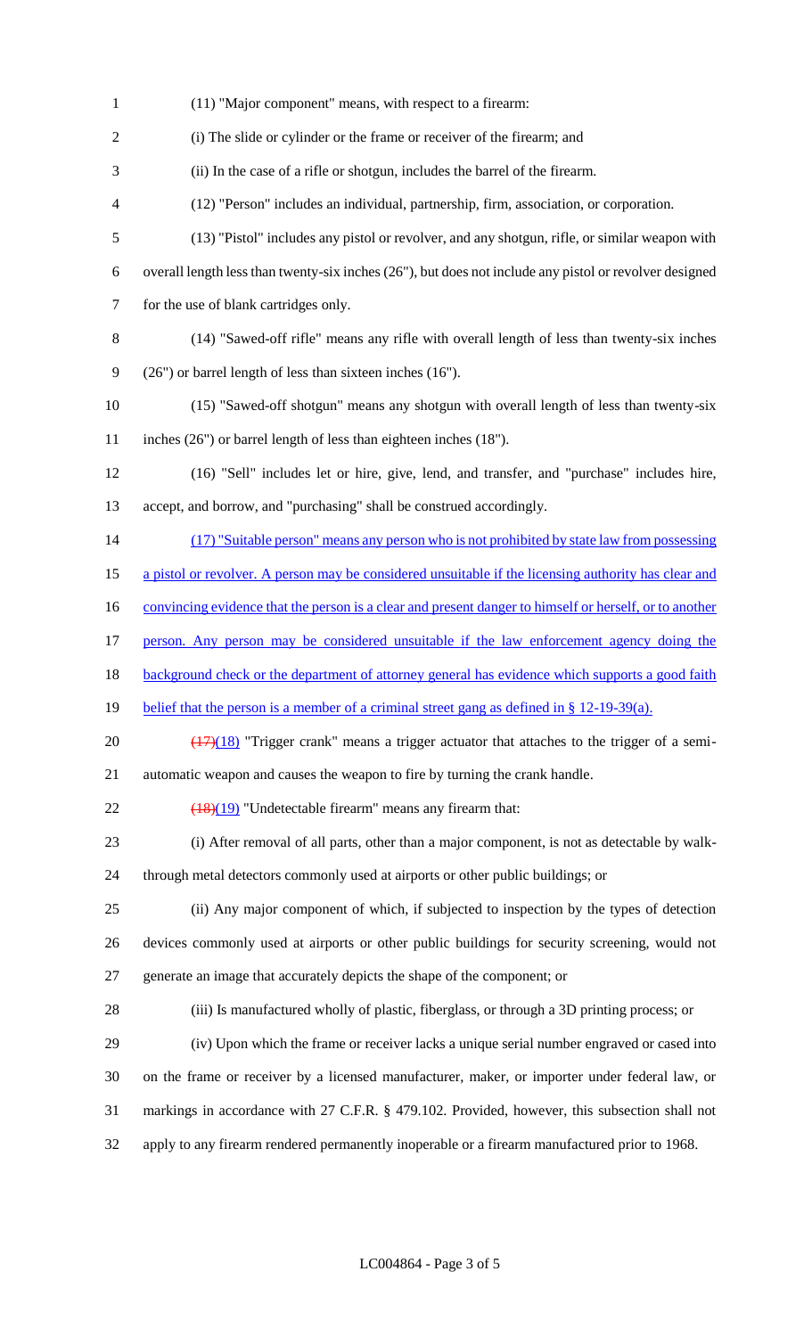(11) "Major component" means, with respect to a firearm:

(i) The slide or cylinder or the frame or receiver of the firearm; and

(ii) In the case of a rifle or shotgun, includes the barrel of the firearm.

(12) "Person" includes an individual, partnership, firm, association, or corporation.

(13) "Pistol" includes any pistol or revolver, and any shotgun, rifle, or similar weapon with overall length less than twenty-six inches (26"), but does not include any pistol or revolver designed for the use of blank cartridges only.

(14) "Sawed-off rifle" means any rifle with overall length of less than twenty-six inches (26") or barrel length of less than sixteen inches (16").

(15) "Sawed-off shotgun" means any shotgun with overall length of less than twenty-six inches (26") or barrel length of less than eighteen inches (18").

(16) "Sell" includes let or hire, give, lend, and transfer, and "purchase" includes hire, accept, and borrow, and "purchasing" shall be construed accordingly.

(17) "Suitable person" means any person who is not prohibited by state law from possessing a pistol or revolver. A person may be considered unsuitable if the licensing authority has clear and convincing evidence that the person is a clear and present danger to himself or herself, or to another person. Any person may be considered unsuitable if the law enforcement agency doing the background check or the department of attorney general has evidence which supports a good faith belief that the person is a member of a criminal street gang as defined in § 12-19-39(a).

~~(17)~~(18) "Trigger crank" means a trigger actuator that attaches to the trigger of a semi-automatic weapon and causes the weapon to fire by turning the crank handle.

~~(18)~~(19) "Undetectable firearm" means any firearm that:

(i) After removal of all parts, other than a major component, is not as detectable by walk-through metal detectors commonly used at airports or other public buildings; or

(ii) Any major component of which, if subjected to inspection by the types of detection devices commonly used at airports or other public buildings for security screening, would not generate an image that accurately depicts the shape of the component; or

(iii) Is manufactured wholly of plastic, fiberglass, or through a 3D printing process; or

(iv) Upon which the frame or receiver lacks a unique serial number engraved or cased into on the frame or receiver by a licensed manufacturer, maker, or importer under federal law, or markings in accordance with 27 C.F.R. § 479.102. Provided, however, this subsection shall not apply to any firearm rendered permanently inoperable or a firearm manufactured prior to 1968.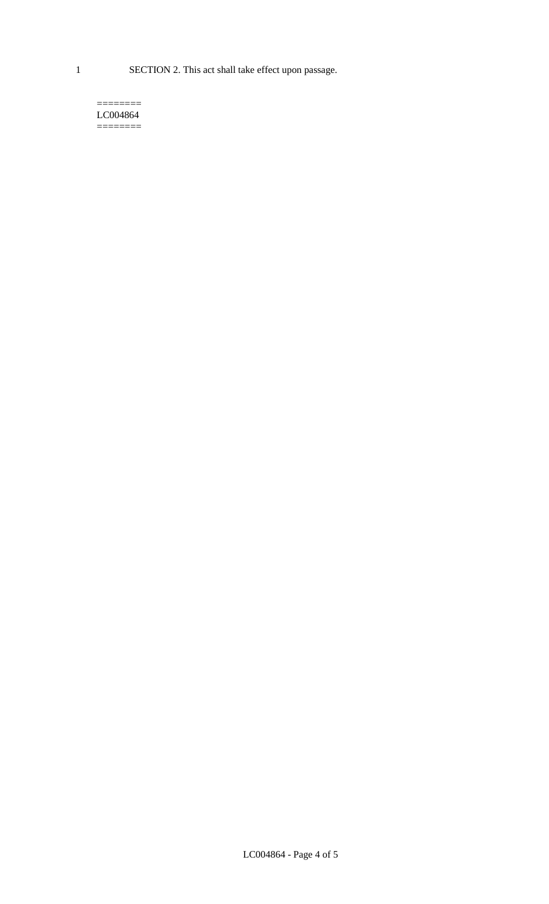SECTION 2. This act shall take effect upon passage.

========
LC004864
========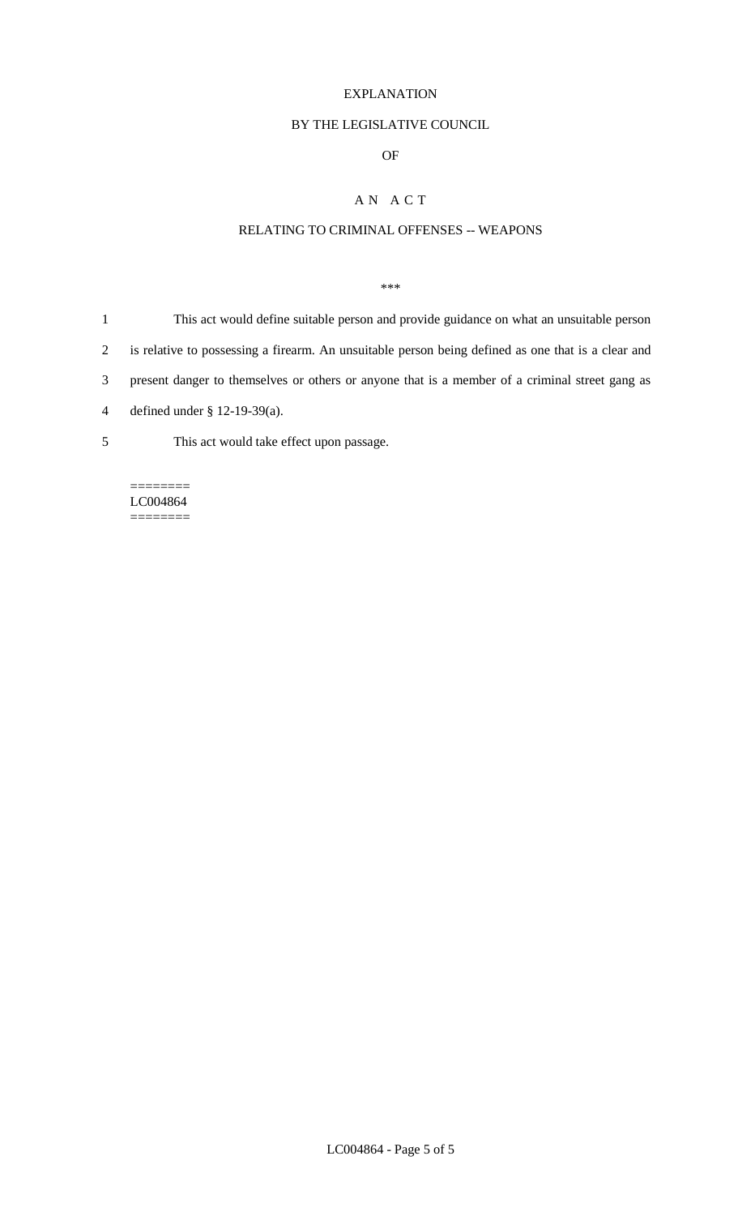EXPLANATION

BY THE LEGISLATIVE COUNCIL

OF

A N A C T

RELATING TO CRIMINAL OFFENSES -- WEAPONS

\*\*\*

This act would define suitable person and provide guidance on what an unsuitable person is relative to possessing a firearm. An unsuitable person being defined as one that is a clear and present danger to themselves or others or anyone that is a member of a criminal street gang as defined under § 12-19-39(a).

This act would take effect upon passage.

========
LC004864
========